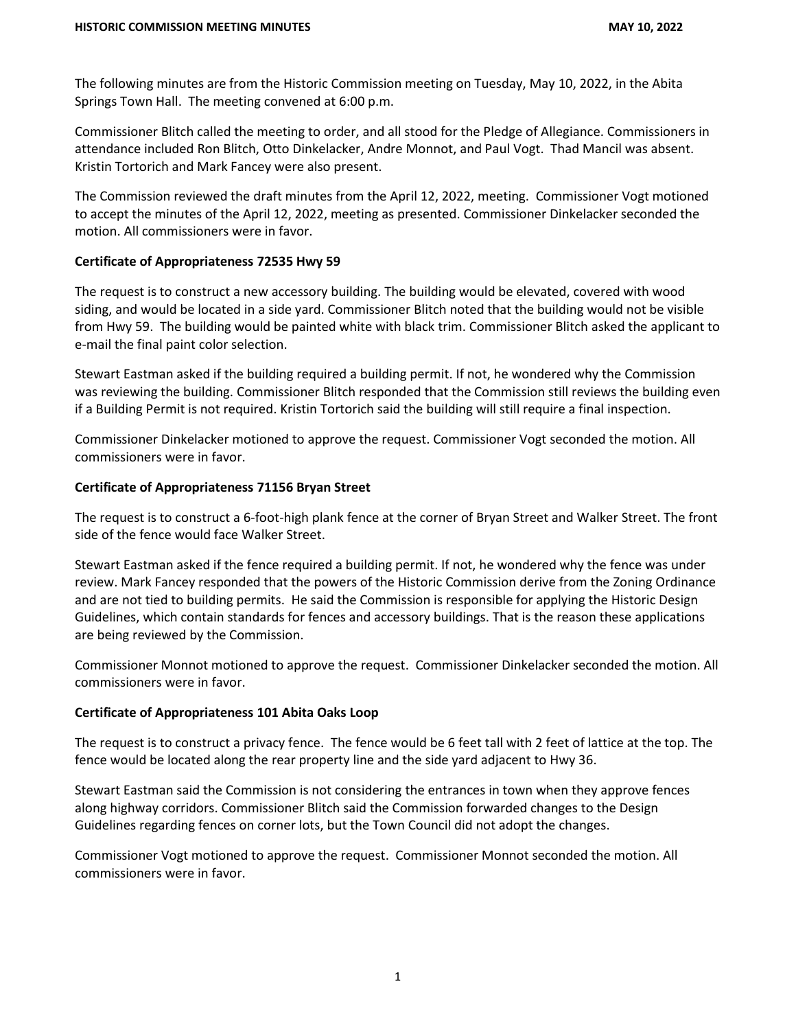The following minutes are from the Historic Commission meeting on Tuesday, May 10, 2022, in the Abita Springs Town Hall. The meeting convened at 6:00 p.m.

Commissioner Blitch called the meeting to order, and all stood for the Pledge of Allegiance. Commissioners in attendance included Ron Blitch, Otto Dinkelacker, Andre Monnot, and Paul Vogt. Thad Mancil was absent. Kristin Tortorich and Mark Fancey were also present.

The Commission reviewed the draft minutes from the April 12, 2022, meeting. Commissioner Vogt motioned to accept the minutes of the April 12, 2022, meeting as presented. Commissioner Dinkelacker seconded the motion. All commissioners were in favor.

**Certificate of Appropriateness 72535 Hwy 59**

The request is to construct a new accessory building. The building would be elevated, covered with wood siding, and would be located in a side yard. Commissioner Blitch noted that the building would not be visible from Hwy 59. The building would be painted white with black trim. Commissioner Blitch asked the applicant to e-mail the final paint color selection.

Stewart Eastman asked if the building required a building permit. If not, he wondered why the Commission was reviewing the building. Commissioner Blitch responded that the Commission still reviews the building even if a Building Permit is not required. Kristin Tortorich said the building will still require a final inspection.

Commissioner Dinkelacker motioned to approve the request. Commissioner Vogt seconded the motion. All commissioners were in favor.

**Certificate of Appropriateness 71156 Bryan Street**

The request is to construct a 6-foot-high plank fence at the corner of Bryan Street and Walker Street. The front side of the fence would face Walker Street.

Stewart Eastman asked if the fence required a building permit. If not, he wondered why the fence was under review. Mark Fancey responded that the powers of the Historic Commission derive from the Zoning Ordinance and are not tied to building permits. He said the Commission is responsible for applying the Historic Design Guidelines, which contain standards for fences and accessory buildings. That is the reason these applications are being reviewed by the Commission.

Commissioner Monnot motioned to approve the request. Commissioner Dinkelacker seconded the motion. All commissioners were in favor.

**Certificate of Appropriateness 101 Abita Oaks Loop**

The request is to construct a privacy fence. The fence would be 6 feet tall with 2 feet of lattice at the top. The fence would be located along the rear property line and the side yard adjacent to Hwy 36.

Stewart Eastman said the Commission is not considering the entrances in town when they approve fences along highway corridors. Commissioner Blitch said the Commission forwarded changes to the Design Guidelines regarding fences on corner lots, but the Town Council did not adopt the changes.

Commissioner Vogt motioned to approve the request. Commissioner Monnot seconded the motion. All commissioners were in favor.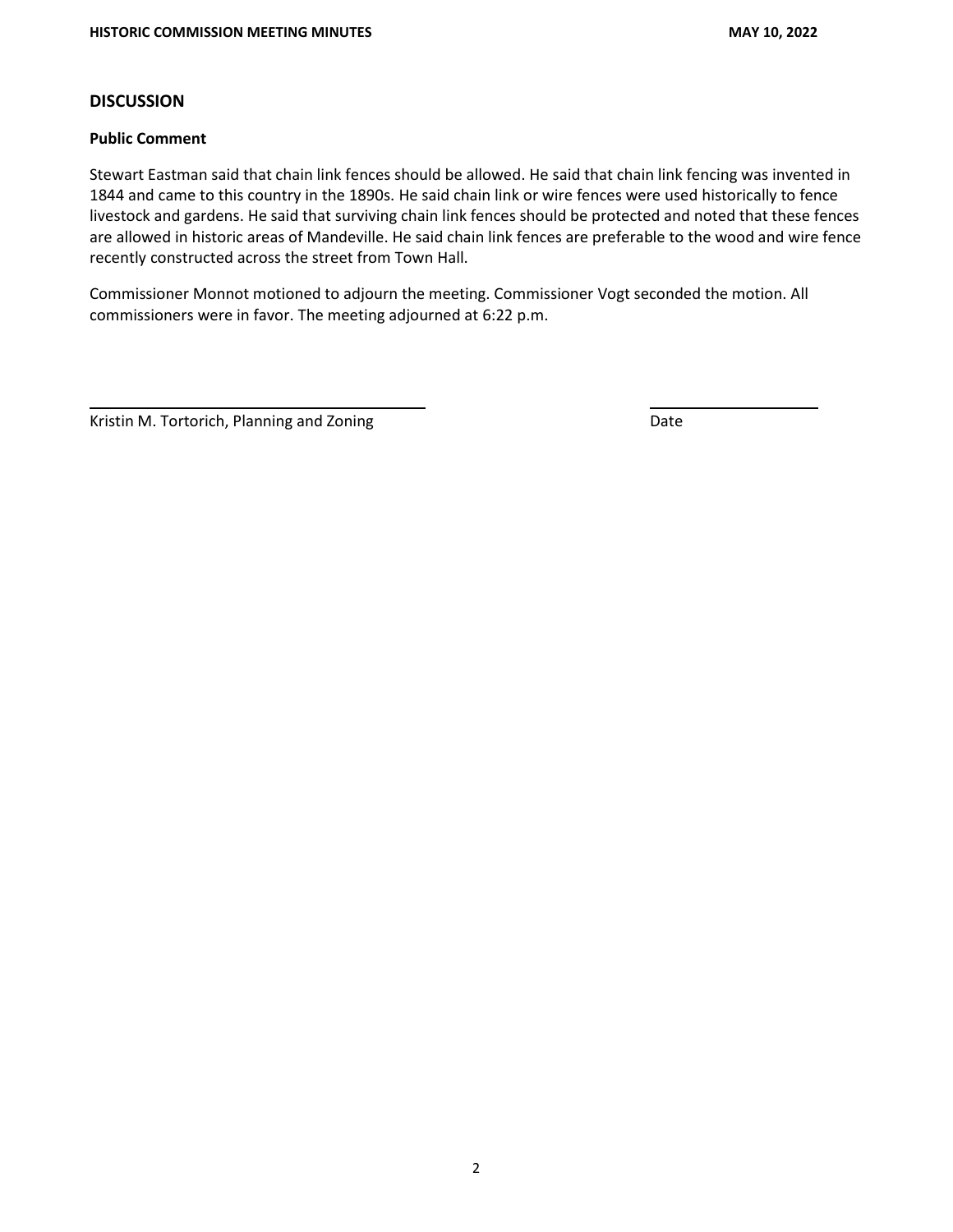## DISCUSSION

### Public Comment

Stewart Eastman said that chain link fences should be allowed. He said that chain link fencing was invented in 1844 and came to this country in the 1890s. He said chain link or wire fences were used historically to fence livestock and gardens. He said that surviving chain link fences should be protected and noted that these fences are allowed in historic areas of Mandeville. He said chain link fences are preferable to the wood and wire fence recently constructed across the street from Town Hall.

Commissioner Monnot motioned to adjourn the meeting. Commissioner Vogt seconded the motion. All commissioners were in favor. The meeting adjourned at 6:22 p.m.

Kristin M. Tortorich, Planning and Zoning

Date